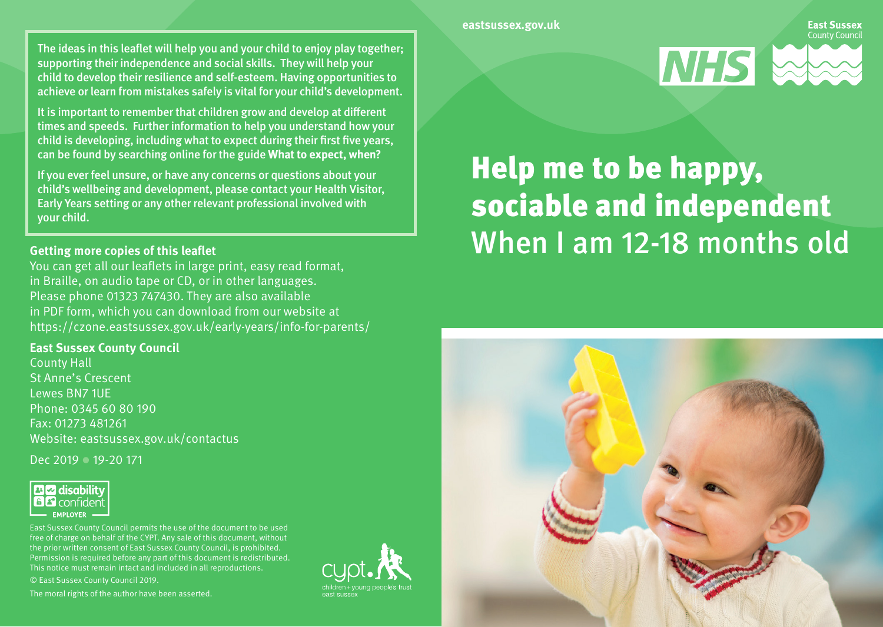# Help me to be happy, sociable and independent
## When I am 12-18 months old

eastsussex.gov.uk

East Sussex County Council

The ideas in this leaflet will help you and your child to enjoy play together; supporting their independence and social skills. They will help your child to develop their resilience and self-esteem. Having opportunities to achieve or learn from mistakes safely is vital for your child's development.

It is important to remember that children grow and develop at different times and speeds. Further information to help you understand how your child is developing, including what to expect during their first five years, can be found by searching online for the guide **What to expect, when?**

If you ever feel unsure, or have any concerns or questions about your child's wellbeing and development, please contact your Health Visitor, Early Years setting or any other relevant professional involved with your child.

**Getting more copies of this leaflet**

You can get all our leaflets in large print, easy read format, in Braille, on audio tape or CD, or in other languages. Please phone 01323 747430. They are also available in PDF form, which you can download from our website at https://czone.eastsussex.gov.uk/early-years/info-for-parents/

**East Sussex County Council**

County Hall
St Anne's Crescent
Lewes BN7 1UE
Phone: 0345 60 80 190
Fax: 01273 481261
Website: eastsussex.gov.uk/contactus

Dec 2019 • 19-20 171

disability confident EMPLOYER

East Sussex County Council permits the use of the document to be used free of charge on behalf of the CYPT. Any sale of this document, without the prior written consent of East Sussex County Council, is prohibited. Permission is required before any part of this document is redistributed. This notice must remain intact and included in all reproductions.

© East Sussex County Council 2019.

The moral rights of the author have been asserted.

cypt. children + young people's trust east sussex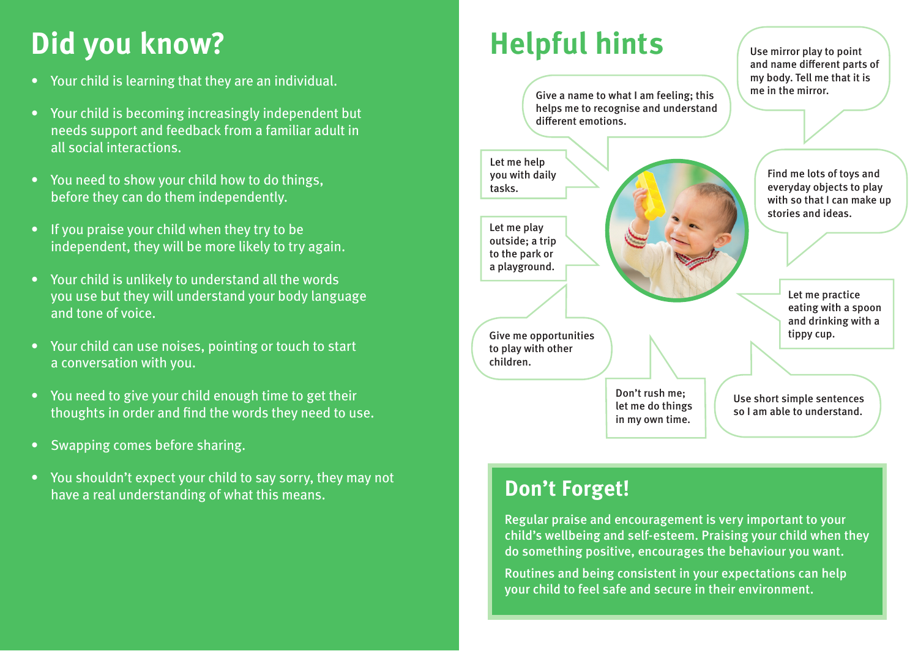# Did you know?

- Your child is learning that they are an individual.
- Your child is becoming increasingly independent but needs support and feedback from a familiar adult in all social interactions.
- You need to show your child how to do things, before they can do them independently.
- If you praise your child when they try to be independent, they will be more likely to try again.
- Your child is unlikely to understand all the words you use but they will understand your body language and tone of voice.
- Your child can use noises, pointing or touch to start a conversation with you.
- You need to give your child enough time to get their thoughts in order and find the words they need to use.
- Swapping comes before sharing.
- You shouldn't expect your child to say sorry, they may not have a real understanding of what this means.

# Helpful hints

Give a name to what I am feeling; this helps me to recognise and understand different emotions.

Use mirror play to point and name different parts of my body. Tell me that it is me in the mirror.

Let me help you with daily tasks.

Find me lots of toys and everyday objects to play with so that I can make up stories and ideas.

Let me play outside; a trip to the park or a playground.

Let me practice eating with a spoon and drinking with a tippy cup.

Give me opportunities to play with other children.

Don't rush me; let me do things in my own time.

Use short simple sentences so I am able to understand.

## Don't Forget!

Regular praise and encouragement is very important to your child's wellbeing and self-esteem. Praising your child when they do something positive, encourages the behaviour you want.

Routines and being consistent in your expectations can help your child to feel safe and secure in their environment.